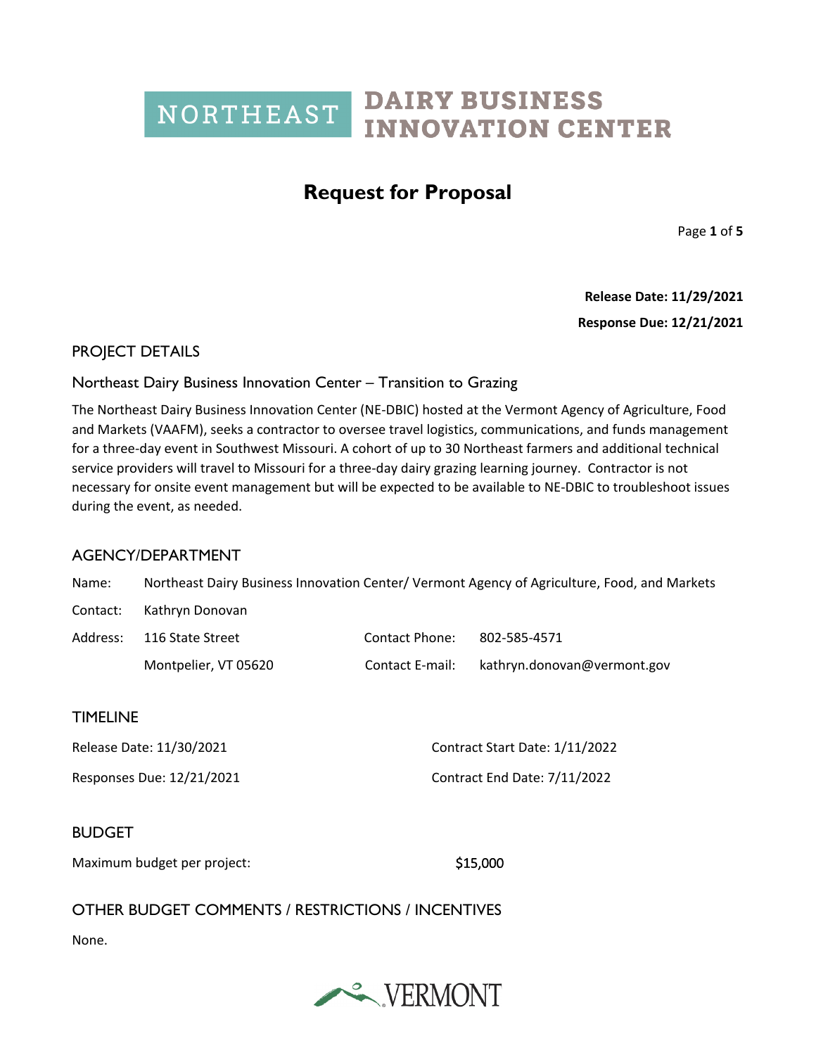NORTHEAST DAIRY BUSINESS INNOVATION CENTER

# Request for Proposal

**Release Date: 11/29/2021**

**Response Due: 12/21/2021**

## PROJECT DETAILS

### Northeast Dairy Business Innovation Center – Transition to Grazing

The Northeast Dairy Business Innovation Center (NE-DBIC) hosted at the Vermont Agency of Agriculture, Food and Markets (VAAFM), seeks a contractor to oversee travel logistics, communications, and funds management for a three-day event in Southwest Missouri. A cohort of up to 30 Northeast farmers and additional technical service providers will travel to Missouri for a three-day dairy grazing learning journey. Contractor is not necessary for onsite event management but will be expected to be available to NE-DBIC to troubleshoot issues during the event, as needed.

## AGENCY/DEPARTMENT

Name: Northeast Dairy Business Innovation Center/ Vermont Agency of Agriculture, Food, and Markets

Contact: Kathryn Donovan

Address: 116 State Street, Montpelier, VT 05620

Contact Phone: 802-585-4571

Contact E-mail: kathryn.donovan@vermont.gov

## TIMELINE

Release Date: 11/30/2021

Responses Due: 12/21/2021

Contract Start Date: 1/11/2022

Contract End Date: 7/11/2022

## BUDGET

Maximum budget per project: $15,000

## OTHER BUDGET COMMENTS / RESTRICTIONS / INCENTIVES

None.

VERMONT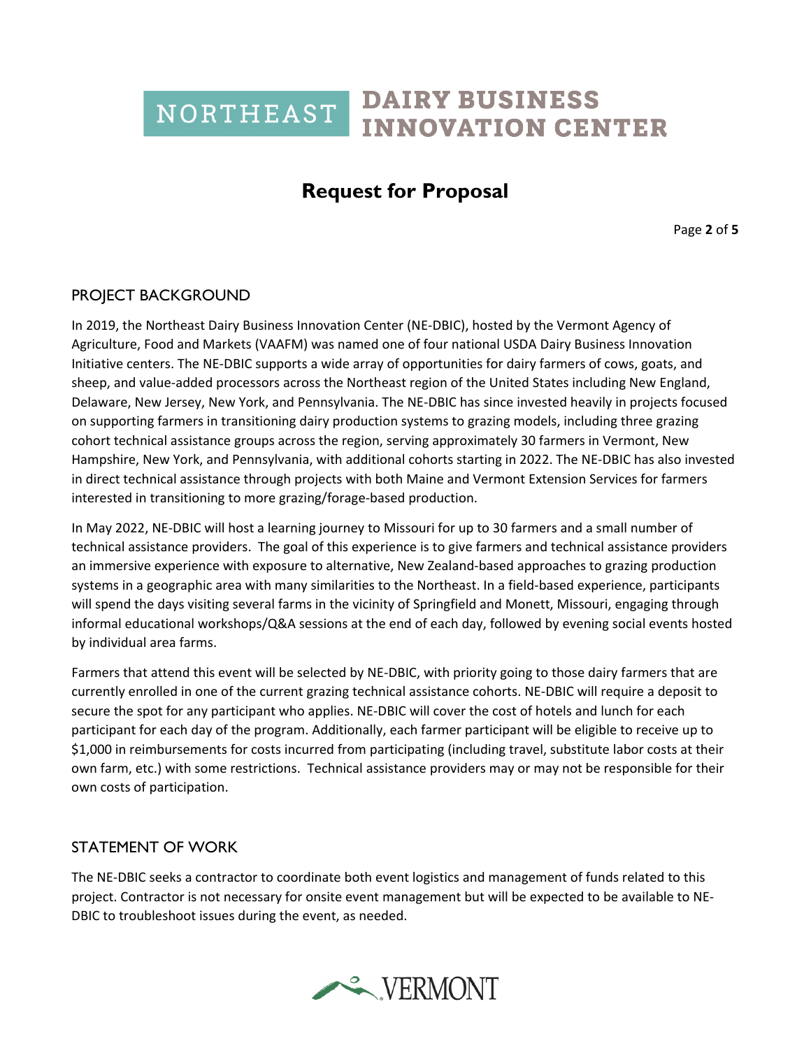## PROJECT BACKGROUND

In 2019, the Northeast Dairy Business Innovation Center (NE-DBIC), hosted by the Vermont Agency of Agriculture, Food and Markets (VAAFM) was named one of four national USDA Dairy Business Innovation Initiative centers. The NE-DBIC supports a wide array of opportunities for dairy farmers of cows, goats, and sheep, and value-added processors across the Northeast region of the United States including New England, Delaware, New Jersey, New York, and Pennsylvania. The NE-DBIC has since invested heavily in projects focused on supporting farmers in transitioning dairy production systems to grazing models, including three grazing cohort technical assistance groups across the region, serving approximately 30 farmers in Vermont, New Hampshire, New York, and Pennsylvania, with additional cohorts starting in 2022. The NE-DBIC has also invested in direct technical assistance through projects with both Maine and Vermont Extension Services for farmers interested in transitioning to more grazing/forage-based production.

In May 2022, NE-DBIC will host a learning journey to Missouri for up to 30 farmers and a small number of technical assistance providers. The goal of this experience is to give farmers and technical assistance providers an immersive experience with exposure to alternative, New Zealand-based approaches to grazing production systems in a geographic area with many similarities to the Northeast. In a field-based experience, participants will spend the days visiting several farms in the vicinity of Springfield and Monett, Missouri, engaging through informal educational workshops/Q&A sessions at the end of each day, followed by evening social events hosted by individual area farms.

Farmers that attend this event will be selected by NE-DBIC, with priority going to those dairy farmers that are currently enrolled in one of the current grazing technical assistance cohorts. NE-DBIC will require a deposit to secure the spot for any participant who applies. NE-DBIC will cover the cost of hotels and lunch for each participant for each day of the program. Additionally, each farmer participant will be eligible to receive up to $1,000 in reimbursements for costs incurred from participating (including travel, substitute labor costs at their own farm, etc.) with some restrictions. Technical assistance providers may or may not be responsible for their own costs of participation.

## STATEMENT OF WORK

The NE-DBIC seeks a contractor to coordinate both event logistics and management of funds related to this project. Contractor is not necessary for onsite event management but will be expected to be available to NE-DBIC to troubleshoot issues during the event, as needed.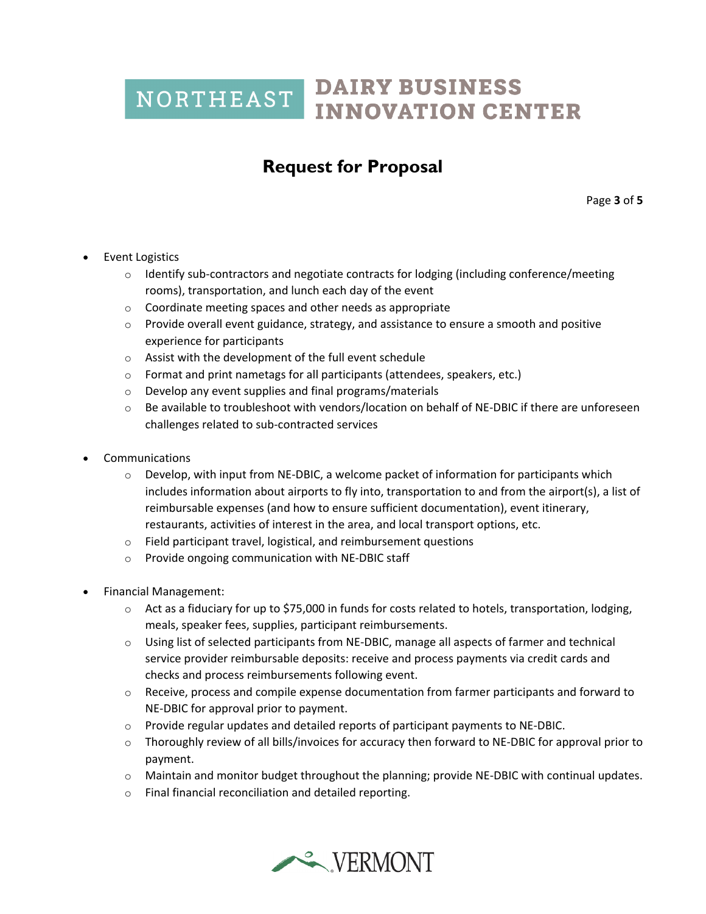- Event Logistics
  - Identify sub-contractors and negotiate contracts for lodging (including conference/meeting rooms), transportation, and lunch each day of the event
  - Coordinate meeting spaces and other needs as appropriate
  - Provide overall event guidance, strategy, and assistance to ensure a smooth and positive experience for participants
  - Assist with the development of the full event schedule
  - Format and print nametags for all participants (attendees, speakers, etc.)
  - Develop any event supplies and final programs/materials
  - Be available to troubleshoot with vendors/location on behalf of NE-DBIC if there are unforeseen challenges related to sub-contracted services

- Communications
  - Develop, with input from NE-DBIC, a welcome packet of information for participants which includes information about airports to fly into, transportation to and from the airport(s), a list of reimbursable expenses (and how to ensure sufficient documentation), event itinerary, restaurants, activities of interest in the area, and local transport options, etc.
  - Field participant travel, logistical, and reimbursement questions
  - Provide ongoing communication with NE-DBIC staff

- Financial Management:
  - Act as a fiduciary for up to $75,000 in funds for costs related to hotels, transportation, lodging, meals, speaker fees, supplies, participant reimbursements.
  - Using list of selected participants from NE-DBIC, manage all aspects of farmer and technical service provider reimbursable deposits: receive and process payments via credit cards and checks and process reimbursements following event.
  - Receive, process and compile expense documentation from farmer participants and forward to NE-DBIC for approval prior to payment.
  - Provide regular updates and detailed reports of participant payments to NE-DBIC.
  - Thoroughly review of all bills/invoices for accuracy then forward to NE-DBIC for approval prior to payment.
  - Maintain and monitor budget throughout the planning; provide NE-DBIC with continual updates.
  - Final financial reconciliation and detailed reporting.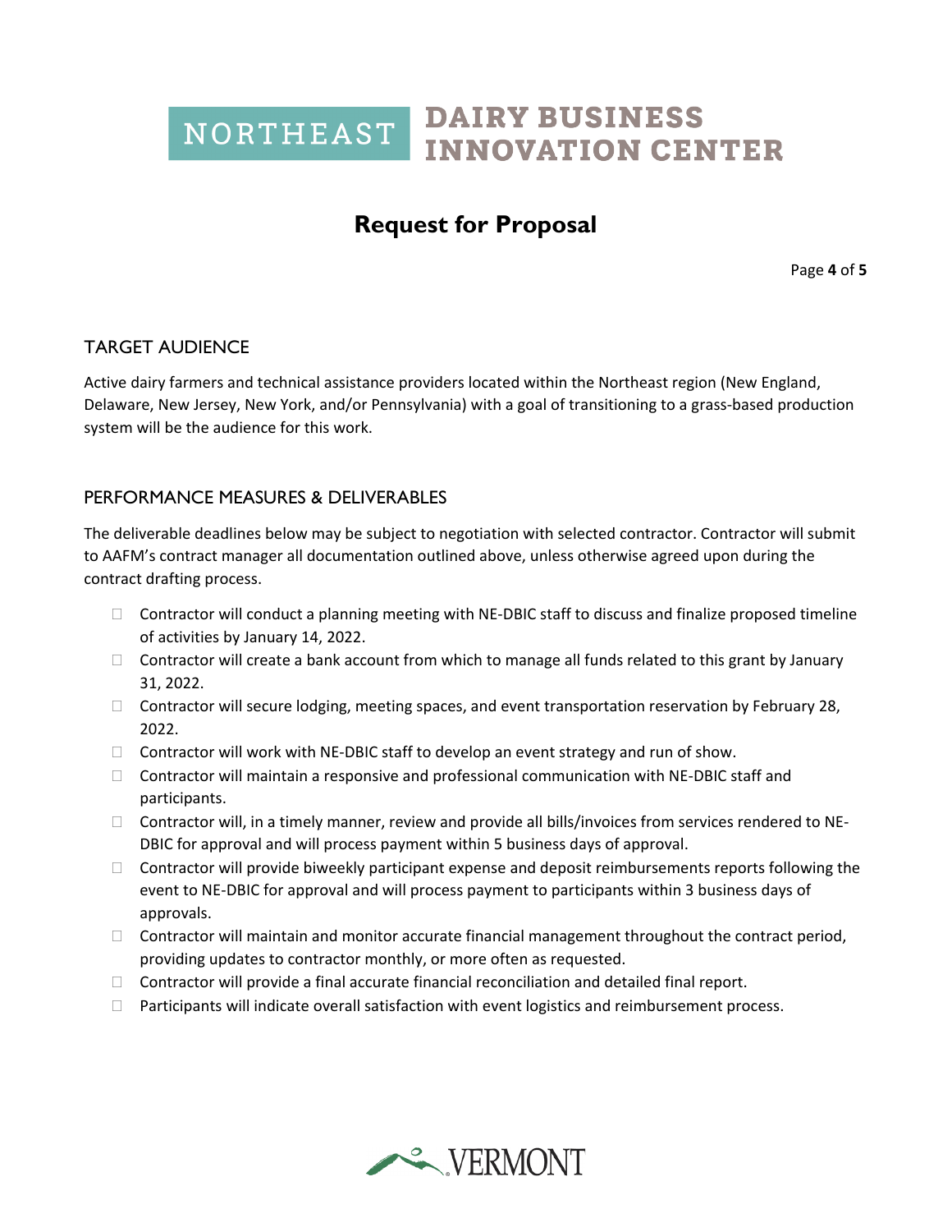## TARGET AUDIENCE

Active dairy farmers and technical assistance providers located within the Northeast region (New England, Delaware, New Jersey, New York, and/or Pennsylvania) with a goal of transitioning to a grass-based production system will be the audience for this work.

## PERFORMANCE MEASURES & DELIVERABLES

The deliverable deadlines below may be subject to negotiation with selected contractor. Contractor will submit to AAFM's contract manager all documentation outlined above, unless otherwise agreed upon during the contract drafting process.

- Contractor will conduct a planning meeting with NE-DBIC staff to discuss and finalize proposed timeline of activities by January 14, 2022.
- Contractor will create a bank account from which to manage all funds related to this grant by January 31, 2022.
- Contractor will secure lodging, meeting spaces, and event transportation reservation by February 28, 2022.
- Contractor will work with NE-DBIC staff to develop an event strategy and run of show.
- Contractor will maintain a responsive and professional communication with NE-DBIC staff and participants.
- Contractor will, in a timely manner, review and provide all bills/invoices from services rendered to NE-DBIC for approval and will process payment within 5 business days of approval.
- Contractor will provide biweekly participant expense and deposit reimbursements reports following the event to NE-DBIC for approval and will process payment to participants within 3 business days of approvals.
- Contractor will maintain and monitor accurate financial management throughout the contract period, providing updates to contractor monthly, or more often as requested.
- Contractor will provide a final accurate financial reconciliation and detailed final report.
- Participants will indicate overall satisfaction with event logistics and reimbursement process.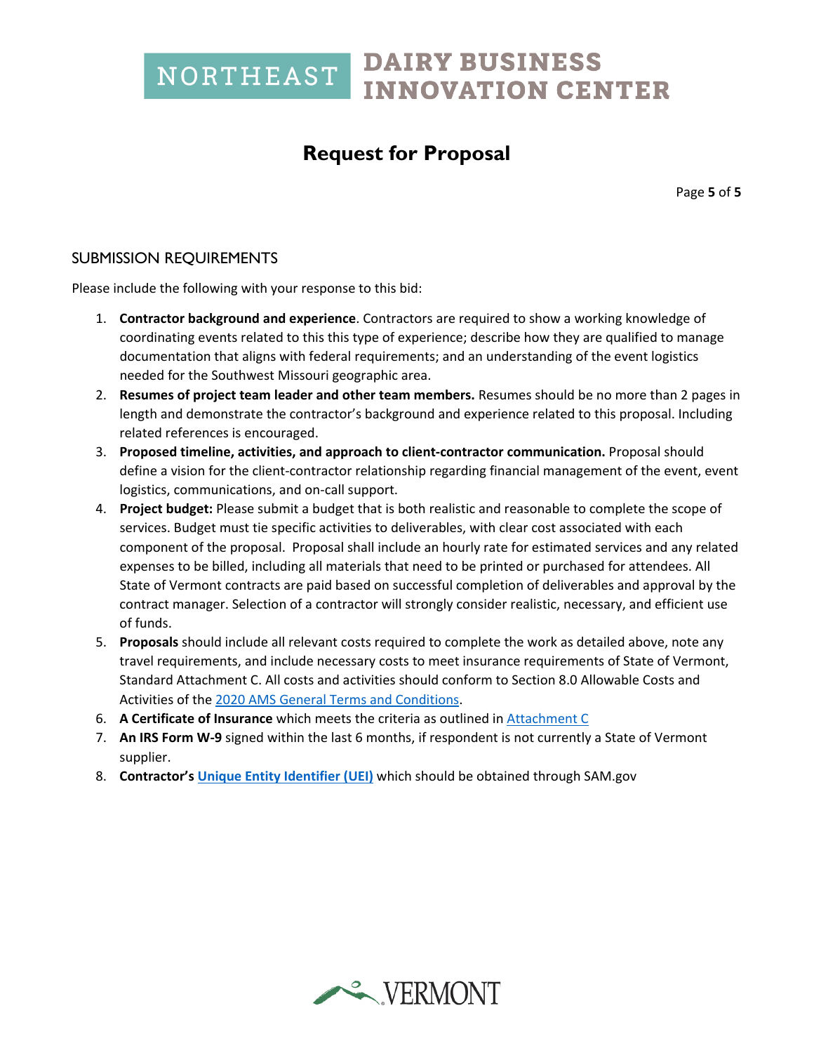## SUBMISSION REQUIREMENTS

Please include the following with your response to this bid:

1. **Contractor background and experience**. Contractors are required to show a working knowledge of coordinating events related to this this type of experience; describe how they are qualified to manage documentation that aligns with federal requirements; and an understanding of the event logistics needed for the Southwest Missouri geographic area.
2. **Resumes of project team leader and other team members.** Resumes should be no more than 2 pages in length and demonstrate the contractor's background and experience related to this proposal. Including related references is encouraged.
3. **Proposed timeline, activities, and approach to client-contractor communication.** Proposal should define a vision for the client-contractor relationship regarding financial management of the event, event logistics, communications, and on-call support.
4. **Project budget:** Please submit a budget that is both realistic and reasonable to complete the scope of services. Budget must tie specific activities to deliverables, with clear cost associated with each component of the proposal. Proposal shall include an hourly rate for estimated services and any related expenses to be billed, including all materials that need to be printed or purchased for attendees. All State of Vermont contracts are paid based on successful completion of deliverables and approval by the contract manager. Selection of a contractor will strongly consider realistic, necessary, and efficient use of funds.
5. **Proposals** should include all relevant costs required to complete the work as detailed above, note any travel requirements, and include necessary costs to meet insurance requirements of State of Vermont, Standard Attachment C. All costs and activities should conform to Section 8.0 Allowable Costs and Activities of the 2020 AMS General Terms and Conditions.
6. **A Certificate of Insurance** which meets the criteria as outlined in Attachment C
7. **An IRS Form W-9** signed within the last 6 months, if respondent is not currently a State of Vermont supplier.
8. **Contractor's Unique Entity Identifier (UEI)** which should be obtained through SAM.gov